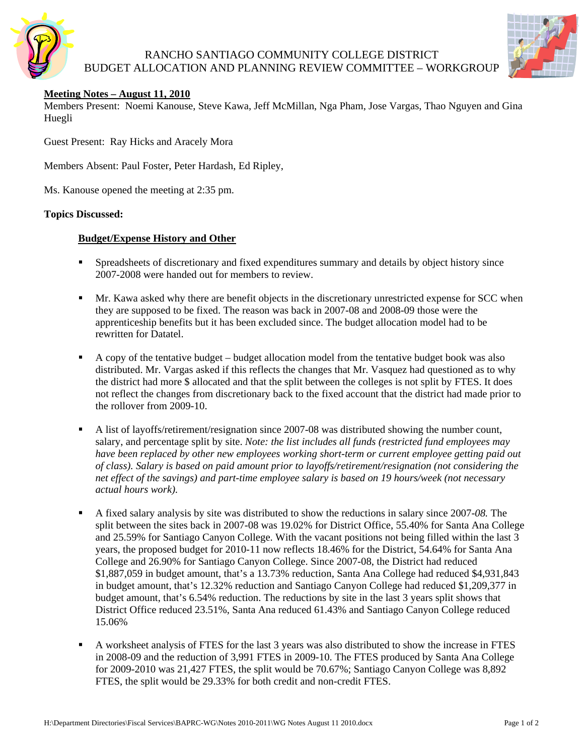# RANCHO SANTIAGO COMMUNITY COLLEGE DISTRICT
## BUDGET ALLOCATION AND PLANNING REVIEW COMMITTEE – WORKGROUP

**Meeting Notes – August 11, 2010**

Members Present: Noemi Kanouse, Steve Kawa, Jeff McMillan, Nga Pham, Jose Vargas, Thao Nguyen and Gina Huegli

Guest Present: Ray Hicks and Aracely Mora

Members Absent: Paul Foster, Peter Hardash, Ed Ripley,

Ms. Kanouse opened the meeting at 2:35 pm.

**Topics Discussed:**

**Budget/Expense History and Other**

- Spreadsheets of discretionary and fixed expenditures summary and details by object history since 2007-2008 were handed out for members to review.
- Mr. Kawa asked why there are benefit objects in the discretionary unrestricted expense for SCC when they are supposed to be fixed. The reason was back in 2007-08 and 2008-09 those were the apprenticeship benefits but it has been excluded since. The budget allocation model had to be rewritten for Datatel.
- A copy of the tentative budget – budget allocation model from the tentative budget book was also distributed. Mr. Vargas asked if this reflects the changes that Mr. Vasquez had questioned as to why the district had more $ allocated and that the split between the colleges is not split by FTES. It does not reflect the changes from discretionary back to the fixed account that the district had made prior to the rollover from 2009-10.
- A list of layoffs/retirement/resignation since 2007-08 was distributed showing the number count, salary, and percentage split by site. *Note: the list includes all funds (restricted fund employees may have been replaced by other new employees working short-term or current employee getting paid out of class). Salary is based on paid amount prior to layoffs/retirement/resignation (not considering the net effect of the savings) and part-time employee salary is based on 19 hours/week (not necessary actual hours work).*
- A fixed salary analysis by site was distributed to show the reductions in salary since 2007-*08.* The split between the sites back in 2007-08 was 19.02% for District Office, 55.40% for Santa Ana College and 25.59% for Santiago Canyon College. With the vacant positions not being filled within the last 3 years, the proposed budget for 2010-11 now reflects 18.46% for the District, 54.64% for Santa Ana College and 26.90% for Santiago Canyon College. Since 2007-08, the District had reduced $1,887,059 in budget amount, that's a 13.73% reduction, Santa Ana College had reduced $4,931,843 in budget amount, that's 12.32% reduction and Santiago Canyon College had reduced $1,209,377 in budget amount, that's 6.54% reduction. The reductions by site in the last 3 years split shows that District Office reduced 23.51%, Santa Ana reduced 61.43% and Santiago Canyon College reduced 15.06%
- A worksheet analysis of FTES for the last 3 years was also distributed to show the increase in FTES in 2008-09 and the reduction of 3,991 FTES in 2009-10. The FTES produced by Santa Ana College for 2009-2010 was 21,427 FTES, the split would be 70.67%; Santiago Canyon College was 8,892 FTES, the split would be 29.33% for both credit and non-credit FTES.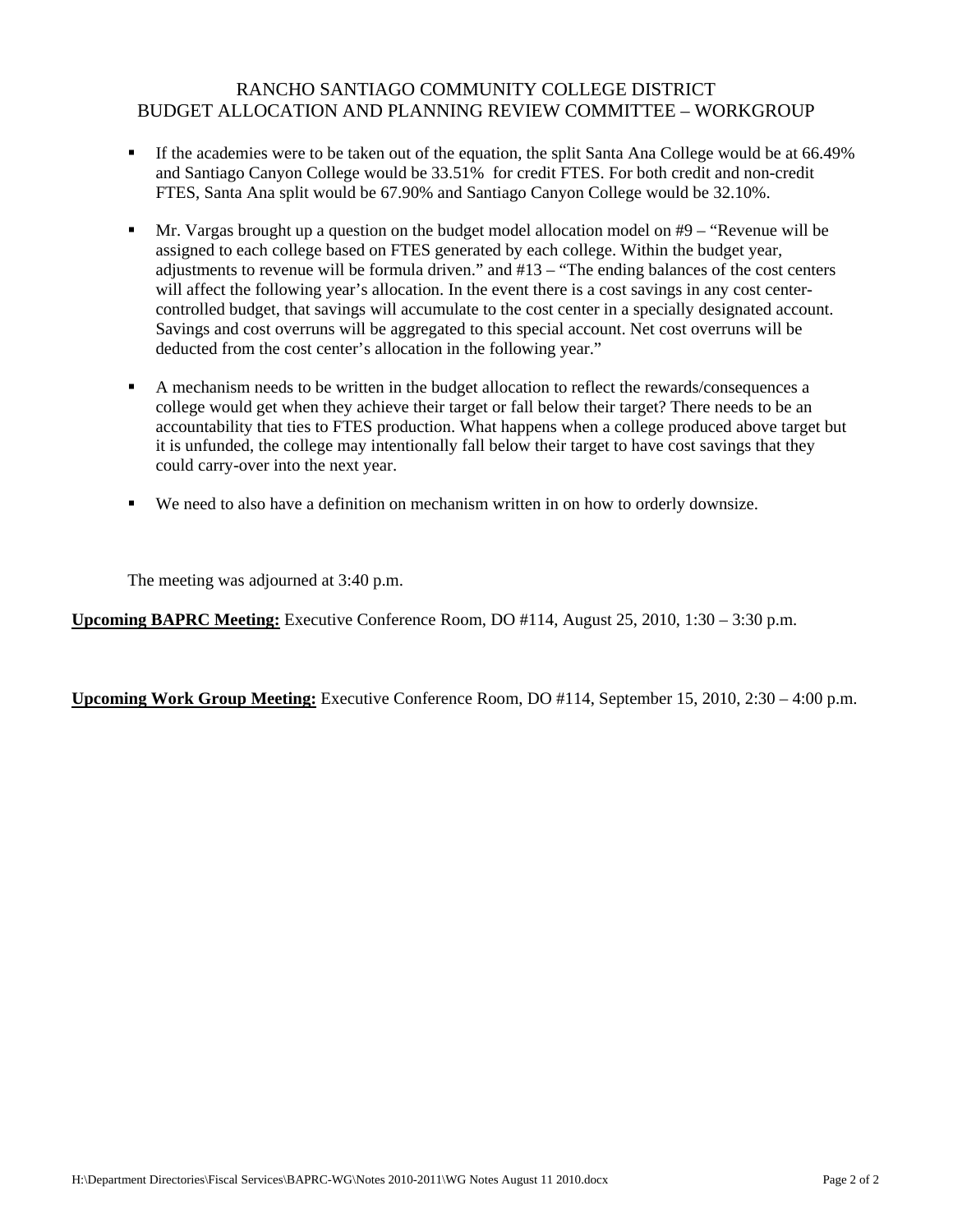RANCHO SANTIAGO COMMUNITY COLLEGE DISTRICT
BUDGET ALLOCATION AND PLANNING REVIEW COMMITTEE – WORKGROUP

- If the academies were to be taken out of the equation, the split Santa Ana College would be at 66.49% and Santiago Canyon College would be 33.51% for credit FTES. For both credit and non-credit FTES, Santa Ana split would be 67.90% and Santiago Canyon College would be 32.10%.

- Mr. Vargas brought up a question on the budget model allocation model on #9 – "Revenue will be assigned to each college based on FTES generated by each college. Within the budget year, adjustments to revenue will be formula driven." and #13 – "The ending balances of the cost centers will affect the following year's allocation. In the event there is a cost savings in any cost center-controlled budget, that savings will accumulate to the cost center in a specially designated account. Savings and cost overruns will be aggregated to this special account. Net cost overruns will be deducted from the cost center's allocation in the following year."

- A mechanism needs to be written in the budget allocation to reflect the rewards/consequences a college would get when they achieve their target or fall below their target? There needs to be an accountability that ties to FTES production. What happens when a college produced above target but it is unfunded, the college may intentionally fall below their target to have cost savings that they could carry-over into the next year.

- We need to also have a definition on mechanism written in on how to orderly downsize.

The meeting was adjourned at 3:40 p.m.

**Upcoming BAPRC Meeting:** Executive Conference Room, DO #114, August 25, 2010, 1:30 – 3:30 p.m.

**Upcoming Work Group Meeting:** Executive Conference Room, DO #114, September 15, 2010, 2:30 – 4:00 p.m.

H:\Department Directories\Fiscal Services\BAPRC-WG\Notes 2010-2011\WG Notes August 11 2010.docx